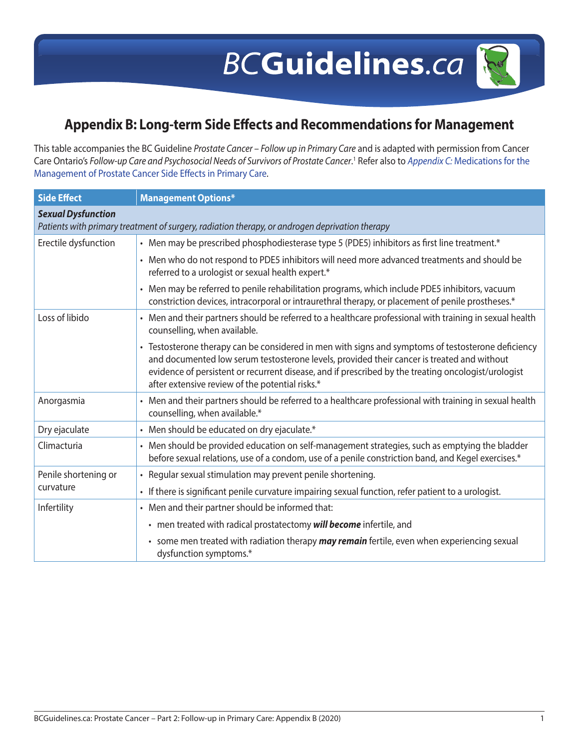## Appendix B: Long-term Side Effects and Recommendations for Management

This table accompanies the BC Guideline *Prostate Cancer – Follow up in Primary Care* and is adapted with permission from Cancer Care Ontario's *Follow-up Care and Psychosocial Needs of Survivors of Prostate Cancer*.[1] Refer also to *Appendix C:* Medications for the Management of Prostate Cancer Side Effects in Primary Care.

| Side Effect | Management Options* |
|---|---|
| ***Sexual Dysfunction*** *Patients with primary treatment of surgery, radiation therapy, or androgen deprivation therapy* | |
| Erectile dysfunction | • Men may be prescribed phosphodiesterase type 5 (PDE5) inhibitors as first line treatment.*<br>• Men who do not respond to PDE5 inhibitors will need more advanced treatments and should be referred to a urologist or sexual health expert.*<br>• Men may be referred to penile rehabilitation programs, which include PDE5 inhibitors, vacuum constriction devices, intracorporal or intraurethral therapy, or placement of penile prostheses.* |
| Loss of libido | • Men and their partners should be referred to a healthcare professional with training in sexual health counselling, when available.<br>• Testosterone therapy can be considered in men with signs and symptoms of testosterone deficiency and documented low serum testosterone levels, provided their cancer is treated and without evidence of persistent or recurrent disease, and if prescribed by the treating oncologist/urologist after extensive review of the potential risks.* |
| Anorgasmia | • Men and their partners should be referred to a healthcare professional with training in sexual health counselling, when available.* |
| Dry ejaculate | • Men should be educated on dry ejaculate.* |
| Climacturia | • Men should be provided education on self-management strategies, such as emptying the bladder before sexual relations, use of a condom, use of a penile constriction band, and Kegel exercises.* |
| Penile shortening or curvature | • Regular sexual stimulation may prevent penile shortening.<br>• If there is significant penile curvature impairing sexual function, refer patient to a urologist. |
| Infertility | • Men and their partner should be informed that:<br>  • men treated with radical prostatectomy ***will become*** infertile, and<br>  • some men treated with radiation therapy ***may remain*** fertile, even when experiencing sexual dysfunction symptoms.* |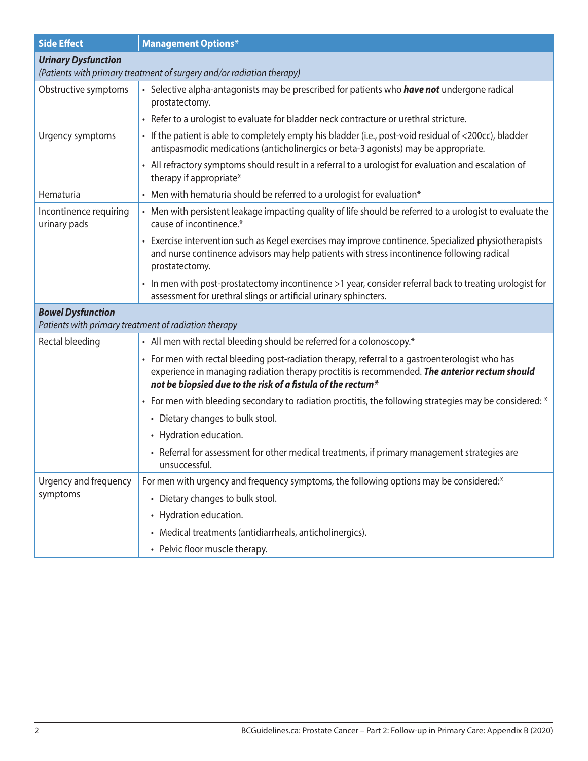| Side Effect | Management Options* |
|---|---|
| ***Urinary Dysfunction*** *(Patients with primary treatment of surgery and/or radiation therapy)* | |
| Obstructive symptoms | • Selective alpha-antagonists may be prescribed for patients who ***have not*** undergone radical prostatectomy.<br>• Refer to a urologist to evaluate for bladder neck contracture or urethral stricture. |
| Urgency symptoms | • If the patient is able to completely empty his bladder (i.e., post-void residual of <200cc), bladder antispasmodic medications (anticholinergics or beta-3 agonists) may be appropriate.<br>• All refractory symptoms should result in a referral to a urologist for evaluation and escalation of therapy if appropriate* |
| Hematuria | • Men with hematuria should be referred to a urologist for evaluation* |
| Incontinence requiring urinary pads | • Men with persistent leakage impacting quality of life should be referred to a urologist to evaluate the cause of incontinence.*<br>• Exercise intervention such as Kegel exercises may improve continence. Specialized physiotherapists and nurse continence advisors may help patients with stress incontinence following radical prostatectomy.<br>• In men with post-prostatectomy incontinence >1 year, consider referral back to treating urologist for assessment for urethral slings or artificial urinary sphincters. |
| ***Bowel Dysfunction*** *Patients with primary treatment of radiation therapy* | |
| Rectal bleeding | • All men with rectal bleeding should be referred for a colonoscopy.*<br>• For men with rectal bleeding post-radiation therapy, referral to a gastroenterologist who has experience in managing radiation therapy proctitis is recommended. ***The anterior rectum should not be biopsied due to the risk of a fistula of the rectum****<br>• For men with bleeding secondary to radiation proctitis, the following strategies may be considered: *<br>&nbsp;&nbsp;• Dietary changes to bulk stool.<br>&nbsp;&nbsp;• Hydration education.<br>&nbsp;&nbsp;• Referral for assessment for other medical treatments, if primary management strategies are unsuccessful. |
| Urgency and frequency symptoms | For men with urgency and frequency symptoms, the following options may be considered:*<br>&nbsp;&nbsp;• Dietary changes to bulk stool.<br>&nbsp;&nbsp;• Hydration education.<br>&nbsp;&nbsp;• Medical treatments (antidiarrheals, anticholinergics).<br>&nbsp;&nbsp;• Pelvic floor muscle therapy. |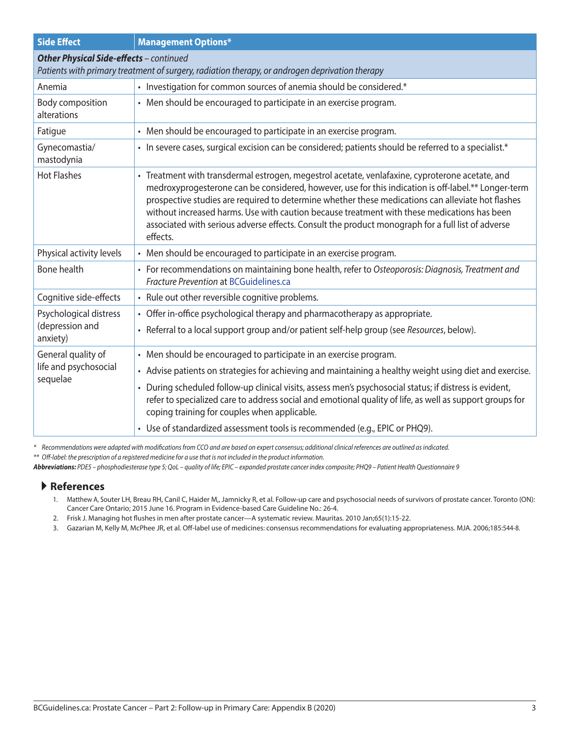| Side Effect | Management Options* |
|---|---|
| ***Other Physical Side-effects** – continued* <br> *Patients with primary treatment of surgery, radiation therapy, or androgen deprivation therapy* | |
| Anemia | • Investigation for common sources of anemia should be considered.* |
| Body composition alterations | • Men should be encouraged to participate in an exercise program. |
| Fatigue | • Men should be encouraged to participate in an exercise program. |
| Gynecomastia/ mastodynia | • In severe cases, surgical excision can be considered; patients should be referred to a specialist.* |
| Hot Flashes | • Treatment with transdermal estrogen, megestrol acetate, venlafaxine, cyproterone acetate, and medroxyprogesterone can be considered, however, use for this indication is off-label.** Longer-term prospective studies are required to determine whether these medications can alleviate hot flashes without increased harms. Use with caution because treatment with these medications has been associated with serious adverse effects. Consult the product monograph for a full list of adverse effects. |
| Physical activity levels | • Men should be encouraged to participate in an exercise program. |
| Bone health | • For recommendations on maintaining bone health, refer to *Osteoporosis: Diagnosis, Treatment and Fracture Prevention* at BCGuidelines.ca |
| Cognitive side-effects | • Rule out other reversible cognitive problems. |
| Psychological distress (depression and anxiety) | • Offer in-office psychological therapy and pharmacotherapy as appropriate. <br> • Referral to a local support group and/or patient self-help group (see *Resources*, below). |
| General quality of life and psychosocial sequelae | • Men should be encouraged to participate in an exercise program. <br> • Advise patients on strategies for achieving and maintaining a healthy weight using diet and exercise. <br> • During scheduled follow-up clinical visits, assess men's psychosocial status; if distress is evident, refer to specialized care to address social and emotional quality of life, as well as support groups for coping training for couples when applicable. <br> • Use of standardized assessment tools is recommended (e.g., EPIC or PHQ9). |

*\* Recommendations were adapted with modifications from CCO and are based on expert consensus; additional clinical references are outlined as indicated.*

*\*\* Off-label: the prescription of a registered medicine for a use that is not included in the product information.*

***Abbreviations:*** *PDE5 – phosphodiesterase type 5; QoL – quality of life; EPIC – expanded prostate cancer index composite; PHQ9 – Patient Health Questionnaire 9*

## References

1. Matthew A, Souter LH, Breau RH, Canil C, Haider M,, Jamnicky R, et al. Follow-up care and psychosocial needs of survivors of prostate cancer. Toronto (ON): Cancer Care Ontario; 2015 June 16. Program in Evidence-based Care Guideline No.: 26-4.
2. Frisk J. Managing hot flushes in men after prostate cancer—A systematic review. Mauritas. 2010 Jan;65(1):15-22.
3. Gazarian M, Kelly M, McPhee JR, et al. Off-label use of medicines: consensus recommendations for evaluating appropriateness. MJA. 2006;185:544-8.